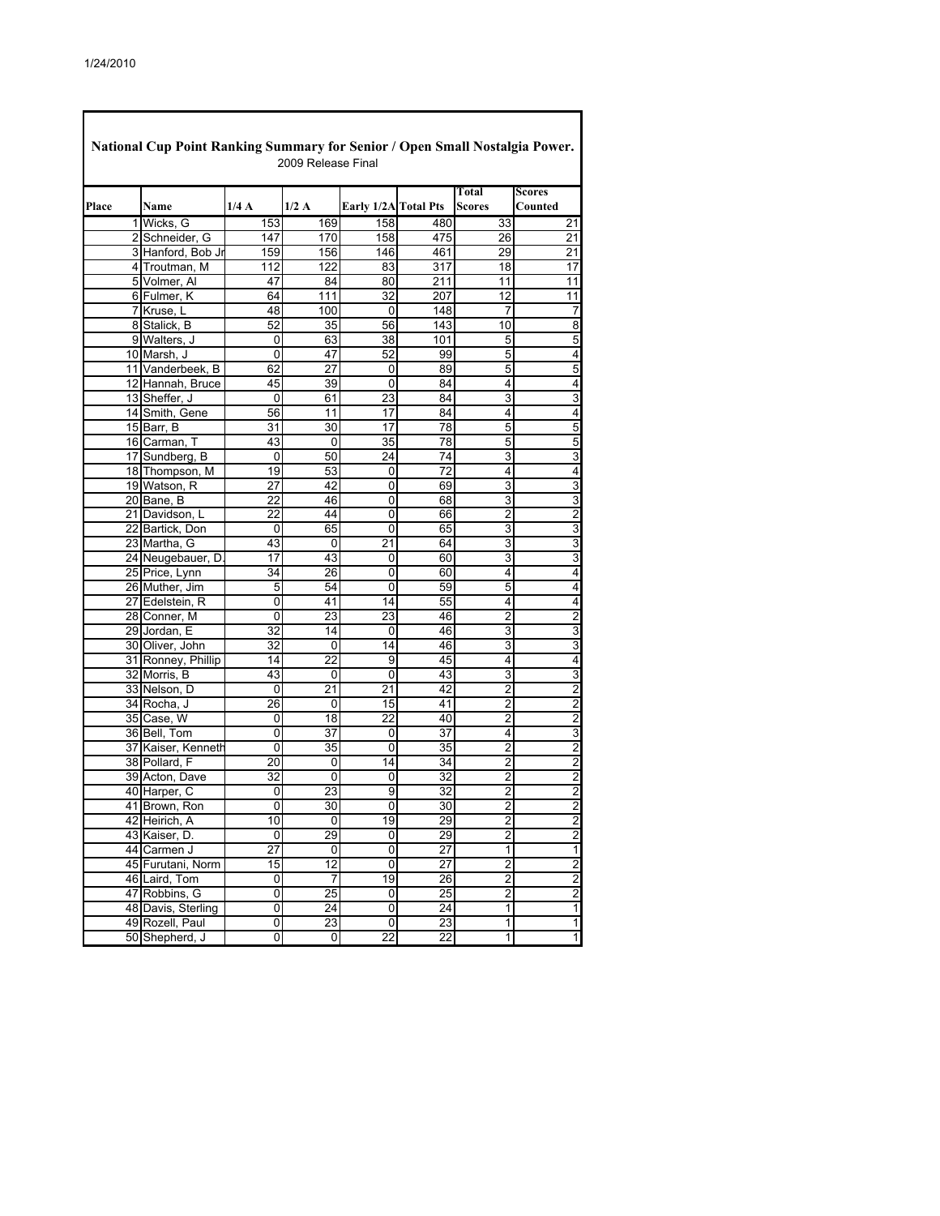1/24/2010

## National Cup Point Ranking Summary for Senior / Open Small Nostalgia Power.

2009 Release Final

| Place | Name | 1/4 A | 1/2 A | Early 1/2A | Total Pts | Total Scores | Scores Counted |
|---|---|---|---|---|---|---|---|
| 1 | Wicks, G | 153 | 169 | 158 | 480 | 33 | 21 |
| 2 | Schneider, G | 147 | 170 | 158 | 475 | 26 | 21 |
| 3 | Hanford, Bob Jr | 159 | 156 | 146 | 461 | 29 | 21 |
| 4 | Troutman, M | 112 | 122 | 83 | 317 | 18 | 17 |
| 5 | Volmer, Al | 47 | 84 | 80 | 211 | 11 | 11 |
| 6 | Fulmer, K | 64 | 111 | 32 | 207 | 12 | 11 |
| 7 | Kruse, L | 48 | 100 | 0 | 148 | 7 | 7 |
| 8 | Stalick, B | 52 | 35 | 56 | 143 | 10 | 8 |
| 9 | Walters, J | 0 | 63 | 38 | 101 | 5 | 5 |
| 10 | Marsh, J | 0 | 47 | 52 | 99 | 5 | 4 |
| 11 | Vanderbeek, B | 62 | 27 | 0 | 89 | 5 | 5 |
| 12 | Hannah, Bruce | 45 | 39 | 0 | 84 | 4 | 4 |
| 13 | Sheffer, J | 0 | 61 | 23 | 84 | 3 | 3 |
| 14 | Smith, Gene | 56 | 11 | 17 | 84 | 4 | 4 |
| 15 | Barr, B | 31 | 30 | 17 | 78 | 5 | 5 |
| 16 | Carman, T | 43 | 0 | 35 | 78 | 5 | 5 |
| 17 | Sundberg, B | 0 | 50 | 24 | 74 | 3 | 3 |
| 18 | Thompson, M | 19 | 53 | 0 | 72 | 4 | 4 |
| 19 | Watson, R | 27 | 42 | 0 | 69 | 3 | 3 |
| 20 | Bane, B | 22 | 46 | 0 | 68 | 3 | 3 |
| 21 | Davidson, L | 22 | 44 | 0 | 66 | 2 | 2 |
| 22 | Bartick, Don | 0 | 65 | 0 | 65 | 3 | 3 |
| 23 | Martha, G | 43 | 0 | 21 | 64 | 3 | 3 |
| 24 | Neugebauer, D. | 17 | 43 | 0 | 60 | 3 | 3 |
| 25 | Price, Lynn | 34 | 26 | 0 | 60 | 4 | 4 |
| 26 | Muther, Jim | 5 | 54 | 0 | 59 | 5 | 4 |
| 27 | Edelstein, R | 0 | 41 | 14 | 55 | 4 | 4 |
| 28 | Conner, M | 0 | 23 | 23 | 46 | 2 | 2 |
| 29 | Jordan, E | 32 | 14 | 0 | 46 | 3 | 3 |
| 30 | Oliver, John | 32 | 0 | 14 | 46 | 3 | 3 |
| 31 | Ronney, Phillip | 14 | 22 | 9 | 45 | 4 | 4 |
| 32 | Morris, B | 43 | 0 | 0 | 43 | 3 | 3 |
| 33 | Nelson, D | 0 | 21 | 21 | 42 | 2 | 2 |
| 34 | Rocha, J | 26 | 0 | 15 | 41 | 2 | 2 |
| 35 | Case, W | 0 | 18 | 22 | 40 | 2 | 2 |
| 36 | Bell, Tom | 0 | 37 | 0 | 37 | 4 | 3 |
| 37 | Kaiser, Kenneth | 0 | 35 | 0 | 35 | 2 | 2 |
| 38 | Pollard, F | 20 | 0 | 14 | 34 | 2 | 2 |
| 39 | Acton, Dave | 32 | 0 | 0 | 32 | 2 | 2 |
| 40 | Harper, C | 0 | 23 | 9 | 32 | 2 | 2 |
| 41 | Brown, Ron | 0 | 30 | 0 | 30 | 2 | 2 |
| 42 | Heirich, A | 10 | 0 | 19 | 29 | 2 | 2 |
| 43 | Kaiser, D. | 0 | 29 | 0 | 29 | 2 | 2 |
| 44 | Carmen J | 27 | 0 | 0 | 27 | 1 | 1 |
| 45 | Furutani, Norm | 15 | 12 | 0 | 27 | 2 | 2 |
| 46 | Laird, Tom | 0 | 7 | 19 | 26 | 2 | 2 |
| 47 | Robbins, G | 0 | 25 | 0 | 25 | 2 | 2 |
| 48 | Davis, Sterling | 0 | 24 | 0 | 24 | 1 | 1 |
| 49 | Rozell, Paul | 0 | 23 | 0 | 23 | 1 | 1 |
| 50 | Shepherd, J | 0 | 0 | 22 | 22 | 1 | 1 |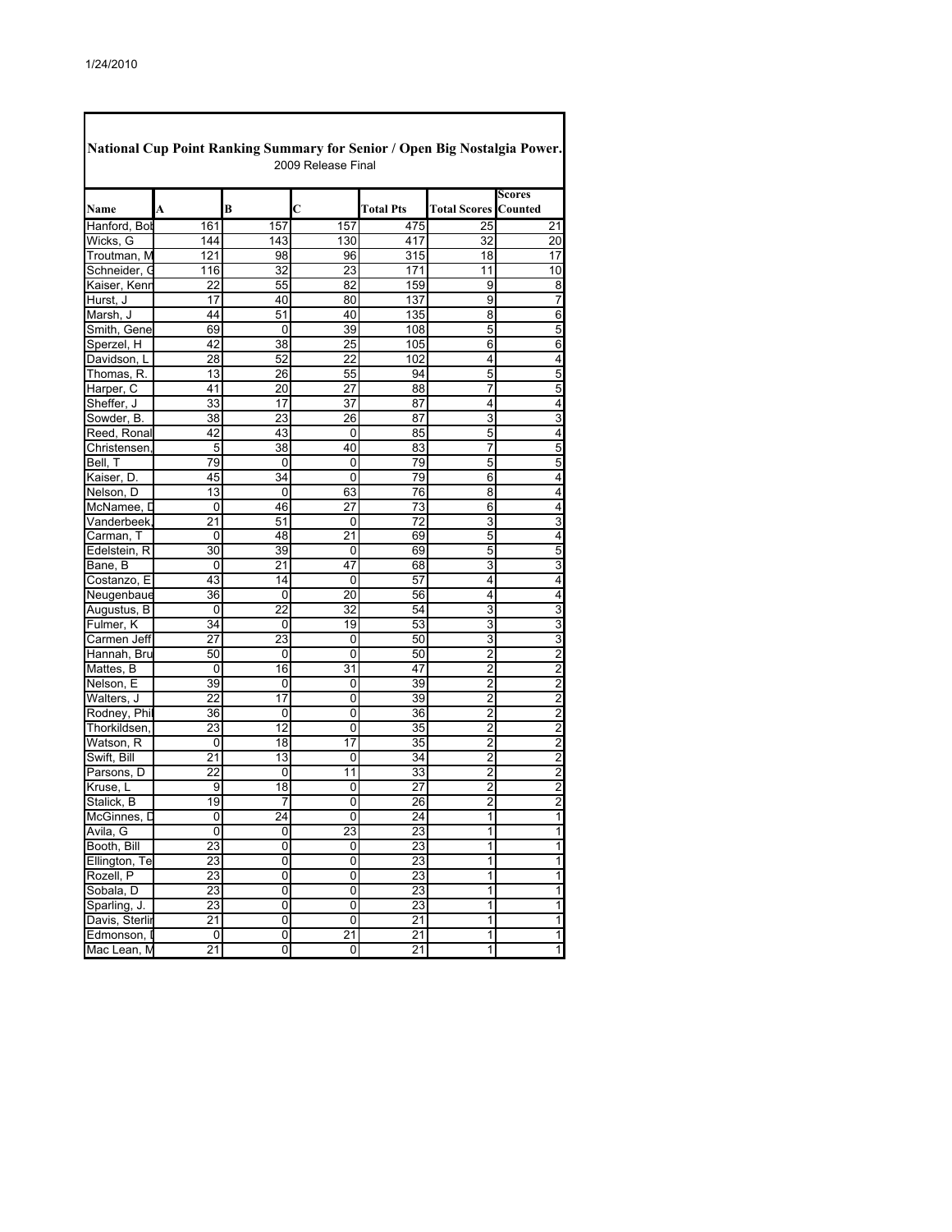# National Cup Point Ranking Summary for Senior / Open Big Nostalgia Power.

2009 Release Final

| Name | A | B | C | Total Pts | Total Scores | Scores Counted |
|---|---|---|---|---|---|---|
| Hanford, Bob | 161 | 157 | 157 | 475 | 25 | 21 |
| Wicks, G | 144 | 143 | 130 | 417 | 32 | 20 |
| Troutman, M | 121 | 98 | 96 | 315 | 18 | 17 |
| Schneider, G | 116 | 32 | 23 | 171 | 11 | 10 |
| Kaiser, Kenn | 22 | 55 | 82 | 159 | 9 | 8 |
| Hurst, J | 17 | 40 | 80 | 137 | 9 | 7 |
| Marsh, J | 44 | 51 | 40 | 135 | 8 | 6 |
| Smith, Gene | 69 | 0 | 39 | 108 | 5 | 5 |
| Sperzel, H | 42 | 38 | 25 | 105 | 6 | 6 |
| Davidson, L | 28 | 52 | 22 | 102 | 4 | 4 |
| Thomas, R. | 13 | 26 | 55 | 94 | 5 | 5 |
| Harper, C | 41 | 20 | 27 | 88 | 7 | 5 |
| Sheffer, J | 33 | 17 | 37 | 87 | 4 | 4 |
| Sowder, B. | 38 | 23 | 26 | 87 | 3 | 3 |
| Reed, Ronal | 42 | 43 | 0 | 85 | 5 | 4 |
| Christensen, | 5 | 38 | 40 | 83 | 7 | 5 |
| Bell, T | 79 | 0 | 0 | 79 | 5 | 5 |
| Kaiser, D. | 45 | 34 | 0 | 79 | 6 | 4 |
| Nelson, D | 13 | 0 | 63 | 76 | 8 | 4 |
| McNamee, D | 0 | 46 | 27 | 73 | 6 | 4 |
| Vanderbeek, | 21 | 51 | 0 | 72 | 3 | 3 |
| Carman, T | 0 | 48 | 21 | 69 | 5 | 4 |
| Edelstein, R | 30 | 39 | 0 | 69 | 5 | 5 |
| Bane, B | 0 | 21 | 47 | 68 | 3 | 3 |
| Costanzo, E | 43 | 14 | 0 | 57 | 4 | 4 |
| Neugenbaue | 36 | 0 | 20 | 56 | 4 | 4 |
| Augustus, B | 0 | 22 | 32 | 54 | 3 | 3 |
| Fulmer, K | 34 | 0 | 19 | 53 | 3 | 3 |
| Carmen Jeff | 27 | 23 | 0 | 50 | 3 | 3 |
| Hannah, Bru | 50 | 0 | 0 | 50 | 2 | 2 |
| Mattes, B | 0 | 16 | 31 | 47 | 2 | 2 |
| Nelson, E | 39 | 0 | 0 | 39 | 2 | 2 |
| Walters, J | 22 | 17 | 0 | 39 | 2 | 2 |
| Rodney, Phil | 36 | 0 | 0 | 36 | 2 | 2 |
| Thorkildsen, | 23 | 12 | 0 | 35 | 2 | 2 |
| Watson, R | 0 | 18 | 17 | 35 | 2 | 2 |
| Swift, Bill | 21 | 13 | 0 | 34 | 2 | 2 |
| Parsons, D | 22 | 0 | 11 | 33 | 2 | 2 |
| Kruse, L | 9 | 18 | 0 | 27 | 2 | 2 |
| Stalick, B | 19 | 7 | 0 | 26 | 2 | 2 |
| McGinnes, D | 0 | 24 | 0 | 24 | 1 | 1 |
| Avila, G | 0 | 0 | 23 | 23 | 1 | 1 |
| Booth, Bill | 23 | 0 | 0 | 23 | 1 | 1 |
| Ellington, Te | 23 | 0 | 0 | 23 | 1 | 1 |
| Rozell, P | 23 | 0 | 0 | 23 | 1 | 1 |
| Sobala, D | 23 | 0 | 0 | 23 | 1 | 1 |
| Sparling, J. | 23 | 0 | 0 | 23 | 1 | 1 |
| Davis, Sterlin | 21 | 0 | 0 | 21 | 1 | 1 |
| Edmonson, I | 0 | 0 | 21 | 21 | 1 | 1 |
| Mac Lean, M | 21 | 0 | 0 | 21 | 1 | 1 |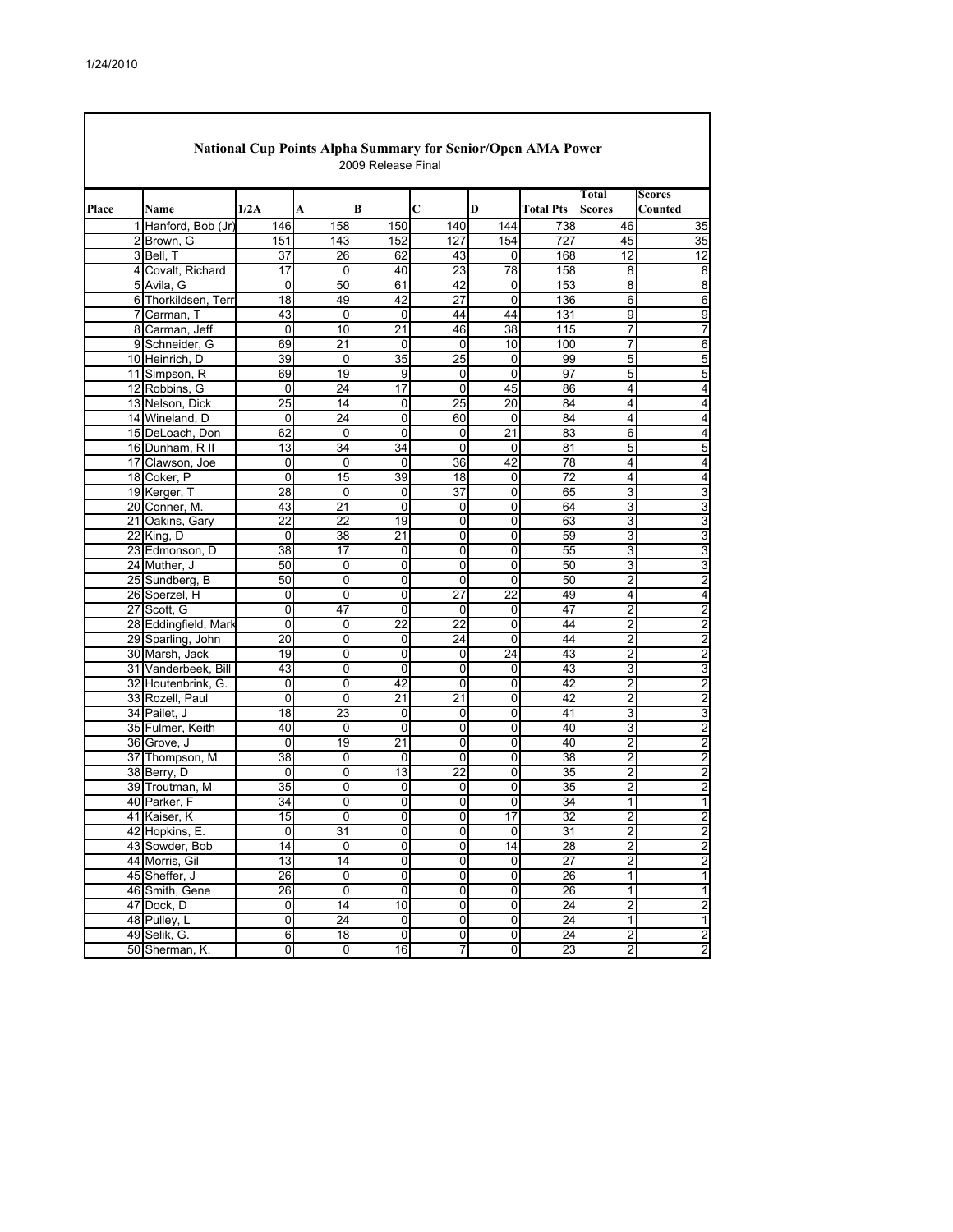## National Cup Points Alpha Summary for Senior/Open AMA Power

2009 Release Final

| Place | Name | 1/2A | A | B | C | D | Total Pts | Total Scores | Scores Counted |
|---|---|---|---|---|---|---|---|---|---|
| 1 | Hanford, Bob (Jr) | 146 | 158 | 150 | 140 | 144 | 738 | 46 | 35 |
| 2 | Brown, G | 151 | 143 | 152 | 127 | 154 | 727 | 45 | 35 |
| 3 | Bell, T | 37 | 26 | 62 | 43 | 0 | 168 | 12 | 12 |
| 4 | Covalt, Richard | 17 | 0 | 40 | 23 | 78 | 158 | 8 | 8 |
| 5 | Avila, G | 0 | 50 | 61 | 42 | 0 | 153 | 8 | 8 |
| 6 | Thorkildsen, Terr | 18 | 49 | 42 | 27 | 0 | 136 | 6 | 6 |
| 7 | Carman, T | 43 | 0 | 0 | 44 | 44 | 131 | 9 | 9 |
| 8 | Carman, Jeff | 0 | 10 | 21 | 46 | 38 | 115 | 7 | 7 |
| 9 | Schneider, G | 69 | 21 | 0 | 0 | 10 | 100 | 7 | 6 |
| 10 | Heinrich, D | 39 | 0 | 35 | 25 | 0 | 99 | 5 | 5 |
| 11 | Simpson, R | 69 | 19 | 9 | 0 | 0 | 97 | 5 | 5 |
| 12 | Robbins, G | 0 | 24 | 17 | 0 | 45 | 86 | 4 | 4 |
| 13 | Nelson, Dick | 25 | 14 | 0 | 25 | 20 | 84 | 4 | 4 |
| 14 | Wineland, D | 0 | 24 | 0 | 60 | 0 | 84 | 4 | 4 |
| 15 | DeLoach, Don | 62 | 0 | 0 | 0 | 21 | 83 | 6 | 4 |
| 16 | Dunham, R II | 13 | 34 | 34 | 0 | 0 | 81 | 5 | 5 |
| 17 | Clawson, Joe | 0 | 0 | 0 | 36 | 42 | 78 | 4 | 4 |
| 18 | Coker, P | 0 | 15 | 39 | 18 | 0 | 72 | 4 | 4 |
| 19 | Kerger, T | 28 | 0 | 0 | 37 | 0 | 65 | 3 | 3 |
| 20 | Conner, M. | 43 | 21 | 0 | 0 | 0 | 64 | 3 | 3 |
| 21 | Oakins, Gary | 22 | 22 | 19 | 0 | 0 | 63 | 3 | 3 |
| 22 | King, D | 0 | 38 | 21 | 0 | 0 | 59 | 3 | 3 |
| 23 | Edmonson, D | 38 | 17 | 0 | 0 | 0 | 55 | 3 | 3 |
| 24 | Muther, J | 50 | 0 | 0 | 0 | 0 | 50 | 3 | 3 |
| 25 | Sundberg, B | 50 | 0 | 0 | 0 | 0 | 50 | 2 | 2 |
| 26 | Sperzel, H | 0 | 0 | 0 | 27 | 22 | 49 | 4 | 4 |
| 27 | Scott, G | 0 | 47 | 0 | 0 | 0 | 47 | 2 | 2 |
| 28 | Eddingfield, Mark | 0 | 0 | 22 | 22 | 0 | 44 | 2 | 2 |
| 29 | Sparling, John | 20 | 0 | 0 | 24 | 0 | 44 | 2 | 2 |
| 30 | Marsh, Jack | 19 | 0 | 0 | 0 | 24 | 43 | 2 | 2 |
| 31 | Vanderbeek, Bill | 43 | 0 | 0 | 0 | 0 | 43 | 3 | 3 |
| 32 | Houtenbrink, G. | 0 | 0 | 42 | 0 | 0 | 42 | 2 | 2 |
| 33 | Rozell, Paul | 0 | 0 | 21 | 21 | 0 | 42 | 2 | 2 |
| 34 | Pailet, J | 18 | 23 | 0 | 0 | 0 | 41 | 3 | 3 |
| 35 | Fulmer, Keith | 40 | 0 | 0 | 0 | 0 | 40 | 3 | 2 |
| 36 | Grove, J | 0 | 19 | 21 | 0 | 0 | 40 | 2 | 2 |
| 37 | Thompson, M | 38 | 0 | 0 | 0 | 0 | 38 | 2 | 2 |
| 38 | Berry, D | 0 | 0 | 13 | 22 | 0 | 35 | 2 | 2 |
| 39 | Troutman, M | 35 | 0 | 0 | 0 | 0 | 35 | 2 | 2 |
| 40 | Parker, F | 34 | 0 | 0 | 0 | 0 | 34 | 1 | 1 |
| 41 | Kaiser, K | 15 | 0 | 0 | 0 | 17 | 32 | 2 | 2 |
| 42 | Hopkins, E. | 0 | 31 | 0 | 0 | 0 | 31 | 2 | 2 |
| 43 | Sowder, Bob | 14 | 0 | 0 | 0 | 14 | 28 | 2 | 2 |
| 44 | Morris, Gil | 13 | 14 | 0 | 0 | 0 | 27 | 2 | 2 |
| 45 | Sheffer, J | 26 | 0 | 0 | 0 | 0 | 26 | 1 | 1 |
| 46 | Smith, Gene | 26 | 0 | 0 | 0 | 0 | 26 | 1 | 1 |
| 47 | Dock, D | 0 | 14 | 10 | 0 | 0 | 24 | 2 | 2 |
| 48 | Pulley, L | 0 | 24 | 0 | 0 | 0 | 24 | 1 | 1 |
| 49 | Selik, G. | 6 | 18 | 0 | 0 | 0 | 24 | 2 | 2 |
| 50 | Sherman, K. | 0 | 0 | 16 | 7 | 0 | 23 | 2 | 2 |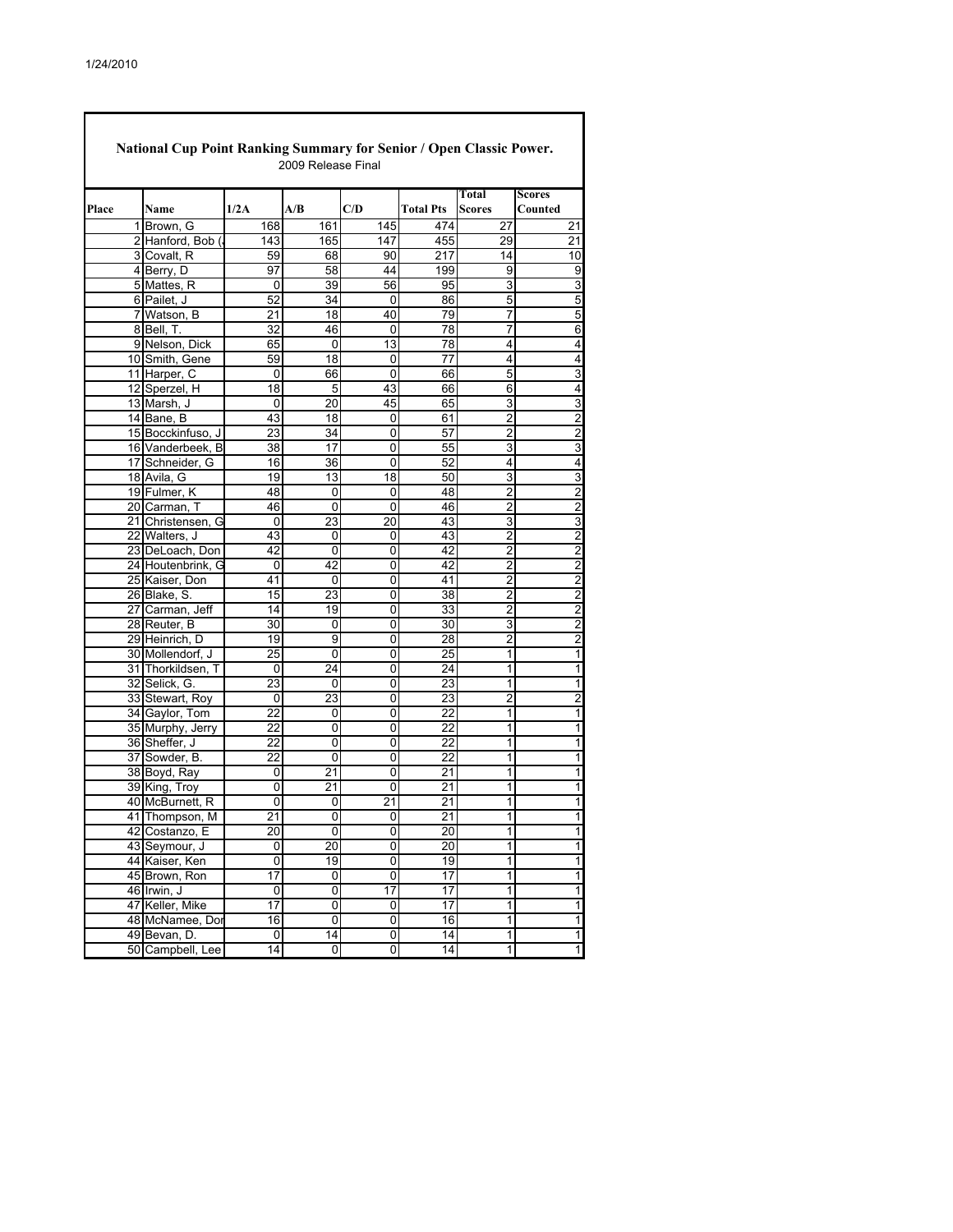1/24/2010

## National Cup Point Ranking Summary for Senior / Open Classic Power.

2009 Release Final

| Place | Name | 1/2A | A/B | C/D | Total Pts | Total Scores | Scores Counted |
|---|---|---|---|---|---|---|---|
| 1 | Brown, G | 168 | 161 | 145 | 474 | 27 | 21 |
| 2 | Hanford, Bob ( | 143 | 165 | 147 | 455 | 29 | 21 |
| 3 | Covalt, R | 59 | 68 | 90 | 217 | 14 | 10 |
| 4 | Berry, D | 97 | 58 | 44 | 199 | 9 | 9 |
| 5 | Mattes, R | 0 | 39 | 56 | 95 | 3 | 3 |
| 6 | Pailet, J | 52 | 34 | 0 | 86 | 5 | 5 |
| 7 | Watson, B | 21 | 18 | 40 | 79 | 7 | 5 |
| 8 | Bell, T. | 32 | 46 | 0 | 78 | 7 | 6 |
| 9 | Nelson, Dick | 65 | 0 | 13 | 78 | 4 | 4 |
| 10 | Smith, Gene | 59 | 18 | 0 | 77 | 4 | 4 |
| 11 | Harper, C | 0 | 66 | 0 | 66 | 5 | 3 |
| 12 | Sperzel, H | 18 | 5 | 43 | 66 | 6 | 4 |
| 13 | Marsh, J | 0 | 20 | 45 | 65 | 3 | 3 |
| 14 | Bane, B | 43 | 18 | 0 | 61 | 2 | 2 |
| 15 | Bocckinfuso, J | 23 | 34 | 0 | 57 | 2 | 2 |
| 16 | Vanderbeek, B | 38 | 17 | 0 | 55 | 3 | 3 |
| 17 | Schneider, G | 16 | 36 | 0 | 52 | 4 | 4 |
| 18 | Avila, G | 19 | 13 | 18 | 50 | 3 | 3 |
| 19 | Fulmer, K | 48 | 0 | 0 | 48 | 2 | 2 |
| 20 | Carman, T | 46 | 0 | 0 | 46 | 2 | 2 |
| 21 | Christensen, G | 0 | 23 | 20 | 43 | 3 | 3 |
| 22 | Walters, J | 43 | 0 | 0 | 43 | 2 | 2 |
| 23 | DeLoach, Don | 42 | 0 | 0 | 42 | 2 | 2 |
| 24 | Houtenbrink, G | 0 | 42 | 0 | 42 | 2 | 2 |
| 25 | Kaiser, Don | 41 | 0 | 0 | 41 | 2 | 2 |
| 26 | Blake, S. | 15 | 23 | 0 | 38 | 2 | 2 |
| 27 | Carman, Jeff | 14 | 19 | 0 | 33 | 2 | 2 |
| 28 | Reuter, B | 30 | 0 | 0 | 30 | 3 | 2 |
| 29 | Heinrich, D | 19 | 9 | 0 | 28 | 2 | 2 |
| 30 | Mollendorf, J | 25 | 0 | 0 | 25 | 1 | 1 |
| 31 | Thorkildsen, T | 0 | 24 | 0 | 24 | 1 | 1 |
| 32 | Selick, G. | 23 | 0 | 0 | 23 | 1 | 1 |
| 33 | Stewart, Roy | 0 | 23 | 0 | 23 | 2 | 2 |
| 34 | Gaylor, Tom | 22 | 0 | 0 | 22 | 1 | 1 |
| 35 | Murphy, Jerry | 22 | 0 | 0 | 22 | 1 | 1 |
| 36 | Sheffer, J | 22 | 0 | 0 | 22 | 1 | 1 |
| 37 | Sowder, B. | 22 | 0 | 0 | 22 | 1 | 1 |
| 38 | Boyd, Ray | 0 | 21 | 0 | 21 | 1 | 1 |
| 39 | King, Troy | 0 | 21 | 0 | 21 | 1 | 1 |
| 40 | McBurnett, R | 0 | 0 | 21 | 21 | 1 | 1 |
| 41 | Thompson, M | 21 | 0 | 0 | 21 | 1 | 1 |
| 42 | Costanzo, E | 20 | 0 | 0 | 20 | 1 | 1 |
| 43 | Seymour, J | 0 | 20 | 0 | 20 | 1 | 1 |
| 44 | Kaiser, Ken | 0 | 19 | 0 | 19 | 1 | 1 |
| 45 | Brown, Ron | 17 | 0 | 0 | 17 | 1 | 1 |
| 46 | Irwin, J | 0 | 0 | 17 | 17 | 1 | 1 |
| 47 | Keller, Mike | 17 | 0 | 0 | 17 | 1 | 1 |
| 48 | McNamee, Dor | 16 | 0 | 0 | 16 | 1 | 1 |
| 49 | Bevan, D. | 0 | 14 | 0 | 14 | 1 | 1 |
| 50 | Campbell, Lee | 14 | 0 | 0 | 14 | 1 | 1 |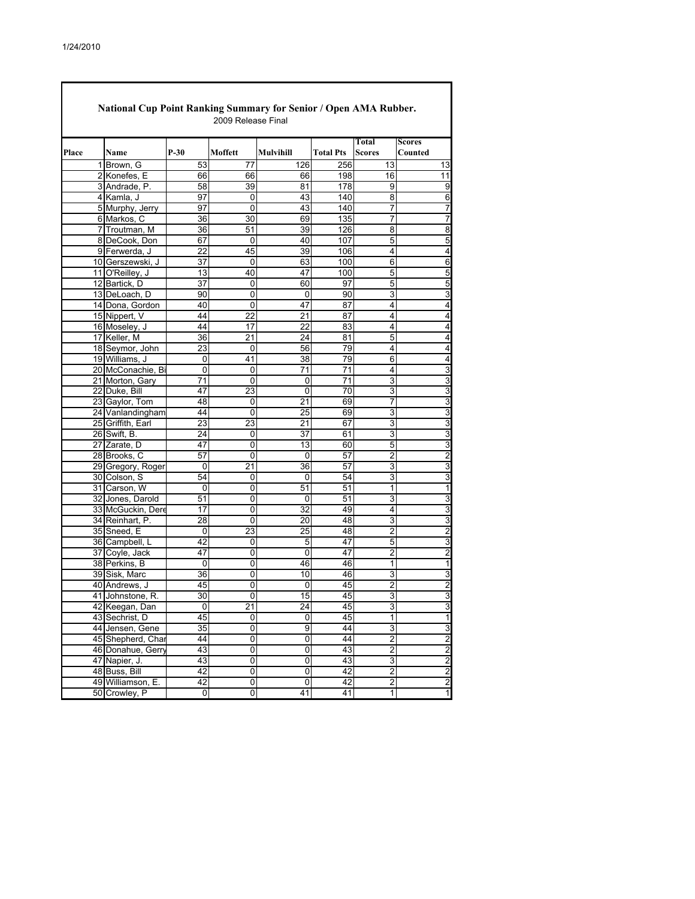1/24/2010

## National Cup Point Ranking Summary for Senior / Open AMA Rubber.

2009 Release Final

| Place | Name | P-30 | Moffett | Mulvihill | Total Pts | Total Scores | Scores Counted |
|---|---|---|---|---|---|---|---|
| 1 | Brown, G | 53 | 77 | 126 | 256 | 13 | 13 |
| 2 | Konefes, E | 66 | 66 | 66 | 198 | 16 | 11 |
| 3 | Andrade, P. | 58 | 39 | 81 | 178 | 9 | 9 |
| 4 | Kamla, J | 97 | 0 | 43 | 140 | 8 | 6 |
| 5 | Murphy, Jerry | 97 | 0 | 43 | 140 | 7 | 7 |
| 6 | Markos, C | 36 | 30 | 69 | 135 | 7 | 7 |
| 7 | Troutman, M | 36 | 51 | 39 | 126 | 8 | 8 |
| 8 | DeCook, Don | 67 | 0 | 40 | 107 | 5 | 5 |
| 9 | Ferwerda, J | 22 | 45 | 39 | 106 | 4 | 4 |
| 10 | Gerszewski, J | 37 | 0 | 63 | 100 | 6 | 6 |
| 11 | O'Reilley, J | 13 | 40 | 47 | 100 | 5 | 5 |
| 12 | Bartick, D | 37 | 0 | 60 | 97 | 5 | 5 |
| 13 | DeLoach, D | 90 | 0 | 0 | 90 | 3 | 3 |
| 14 | Dona, Gordon | 40 | 0 | 47 | 87 | 4 | 4 |
| 15 | Nippert, V | 44 | 22 | 21 | 87 | 4 | 4 |
| 16 | Moseley, J | 44 | 17 | 22 | 83 | 4 | 4 |
| 17 | Keller, M | 36 | 21 | 24 | 81 | 5 | 4 |
| 18 | Seymor, John | 23 | 0 | 56 | 79 | 4 | 4 |
| 19 | Williams, J | 0 | 41 | 38 | 79 | 6 | 4 |
| 20 | McConachie, Bi | 0 | 0 | 71 | 71 | 4 | 3 |
| 21 | Morton, Gary | 71 | 0 | 0 | 71 | 3 | 3 |
| 22 | Duke, Bill | 47 | 23 | 0 | 70 | 3 | 3 |
| 23 | Gaylor, Tom | 48 | 0 | 21 | 69 | 7 | 3 |
| 24 | Vanlandingham | 44 | 0 | 25 | 69 | 3 | 3 |
| 25 | Griffith, Earl | 23 | 23 | 21 | 67 | 3 | 3 |
| 26 | Swift, B. | 24 | 0 | 37 | 61 | 3 | 3 |
| 27 | Zarate, D | 47 | 0 | 13 | 60 | 5 | 3 |
| 28 | Brooks, C | 57 | 0 | 0 | 57 | 2 | 2 |
| 29 | Gregory, Roger | 0 | 21 | 36 | 57 | 3 | 3 |
| 30 | Colson, S | 54 | 0 | 0 | 54 | 3 | 3 |
| 31 | Carson, W | 0 | 0 | 51 | 51 | 1 | 1 |
| 32 | Jones, Darold | 51 | 0 | 0 | 51 | 3 | 3 |
| 33 | McGuckin, Dere | 17 | 0 | 32 | 49 | 4 | 3 |
| 34 | Reinhart, P. | 28 | 0 | 20 | 48 | 3 | 3 |
| 35 | Sneed, E | 0 | 23 | 25 | 48 | 2 | 2 |
| 36 | Campbell, L | 42 | 0 | 5 | 47 | 5 | 3 |
| 37 | Coyle, Jack | 47 | 0 | 0 | 47 | 2 | 2 |
| 38 | Perkins, B | 0 | 0 | 46 | 46 | 1 | 1 |
| 39 | Sisk, Marc | 36 | 0 | 10 | 46 | 3 | 3 |
| 40 | Andrews, J | 45 | 0 | 0 | 45 | 2 | 2 |
| 41 | Johnstone, R. | 30 | 0 | 15 | 45 | 3 | 3 |
| 42 | Keegan, Dan | 0 | 21 | 24 | 45 | 3 | 3 |
| 43 | Sechrist, D | 45 | 0 | 0 | 45 | 1 | 1 |
| 44 | Jensen, Gene | 35 | 0 | 9 | 44 | 3 | 3 |
| 45 | Shepherd, Char | 44 | 0 | 0 | 44 | 2 | 2 |
| 46 | Donahue, Gerry | 43 | 0 | 0 | 43 | 2 | 2 |
| 47 | Napier, J. | 43 | 0 | 0 | 43 | 3 | 2 |
| 48 | Buss, Bill | 42 | 0 | 0 | 42 | 2 | 2 |
| 49 | Williamson, E. | 42 | 0 | 0 | 42 | 2 | 2 |
| 50 | Crowley, P | 0 | 0 | 41 | 41 | 1 | 1 |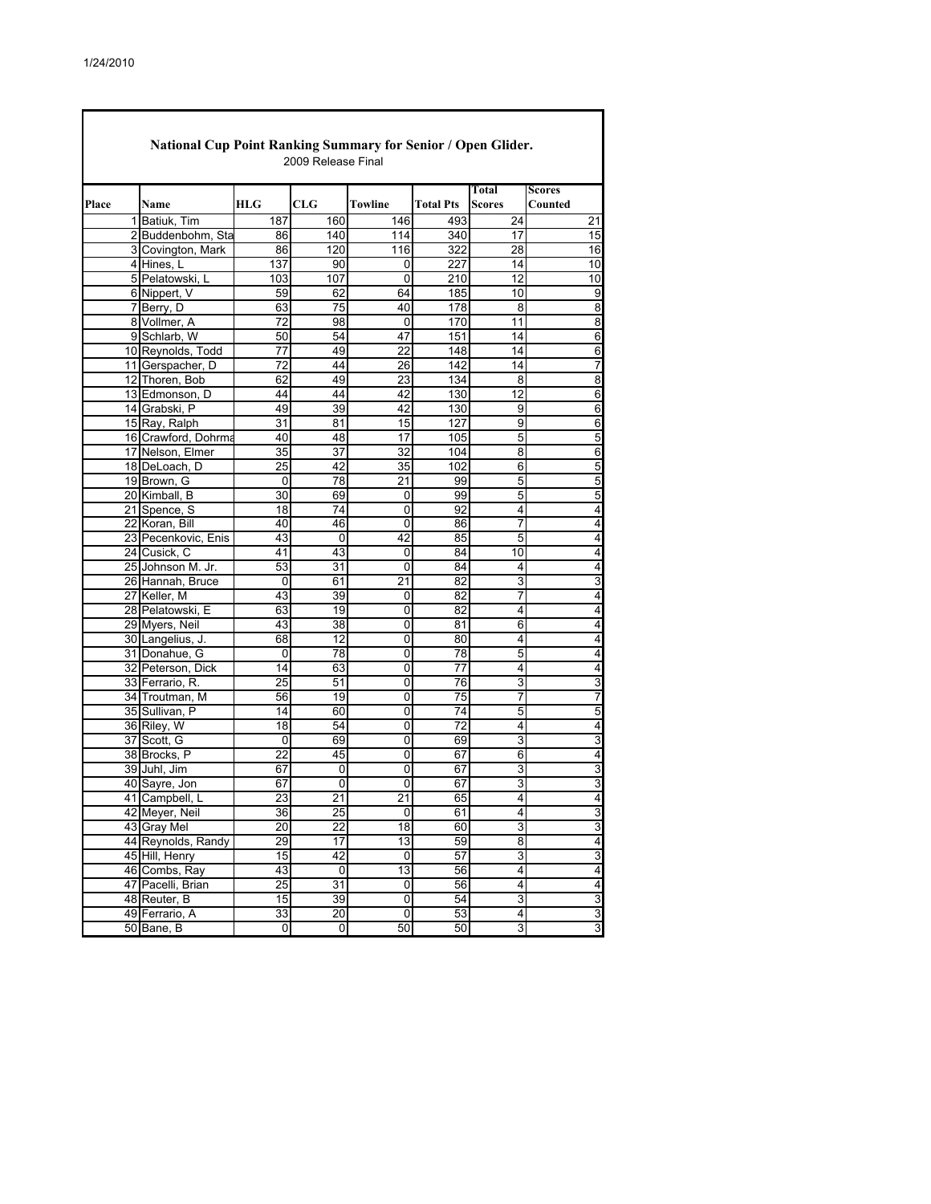1/24/2010

## National Cup Point Ranking Summary for Senior / Open Glider.

2009 Release Final

| Place | Name | HLG | CLG | Towline | Total Pts | Total Scores | Scores Counted |
|---|---|---|---|---|---|---|---|
| 1 | Batiuk, Tim | 187 | 160 | 146 | 493 | 24 | 21 |
| 2 | Buddenbohm, Sta | 86 | 140 | 114 | 340 | 17 | 15 |
| 3 | Covington, Mark | 86 | 120 | 116 | 322 | 28 | 16 |
| 4 | Hines, L | 137 | 90 | 0 | 227 | 14 | 10 |
| 5 | Pelatowski, L | 103 | 107 | 0 | 210 | 12 | 10 |
| 6 | Nippert, V | 59 | 62 | 64 | 185 | 10 | 9 |
| 7 | Berry, D | 63 | 75 | 40 | 178 | 8 | 8 |
| 8 | Vollmer, A | 72 | 98 | 0 | 170 | 11 | 8 |
| 9 | Schlarb, W | 50 | 54 | 47 | 151 | 14 | 6 |
| 10 | Reynolds, Todd | 77 | 49 | 22 | 148 | 14 | 6 |
| 11 | Gerspacher, D | 72 | 44 | 26 | 142 | 14 | 7 |
| 12 | Thoren, Bob | 62 | 49 | 23 | 134 | 8 | 8 |
| 13 | Edmonson, D | 44 | 44 | 42 | 130 | 12 | 6 |
| 14 | Grabski, P | 49 | 39 | 42 | 130 | 9 | 6 |
| 15 | Ray, Ralph | 31 | 81 | 15 | 127 | 9 | 6 |
| 16 | Crawford, Dohrma | 40 | 48 | 17 | 105 | 5 | 5 |
| 17 | Nelson, Elmer | 35 | 37 | 32 | 104 | 8 | 6 |
| 18 | DeLoach, D | 25 | 42 | 35 | 102 | 6 | 5 |
| 19 | Brown, G | 0 | 78 | 21 | 99 | 5 | 5 |
| 20 | Kimball, B | 30 | 69 | 0 | 99 | 5 | 5 |
| 21 | Spence, S | 18 | 74 | 0 | 92 | 4 | 4 |
| 22 | Koran, Bill | 40 | 46 | 0 | 86 | 7 | 4 |
| 23 | Pecenkovic, Enis | 43 | 0 | 42 | 85 | 5 | 4 |
| 24 | Cusick, C | 41 | 43 | 0 | 84 | 10 | 4 |
| 25 | Johnson M. Jr. | 53 | 31 | 0 | 84 | 4 | 4 |
| 26 | Hannah, Bruce | 0 | 61 | 21 | 82 | 3 | 3 |
| 27 | Keller, M | 43 | 39 | 0 | 82 | 7 | 4 |
| 28 | Pelatowski, E | 63 | 19 | 0 | 82 | 4 | 4 |
| 29 | Myers, Neil | 43 | 38 | 0 | 81 | 6 | 4 |
| 30 | Langelius, J. | 68 | 12 | 0 | 80 | 4 | 4 |
| 31 | Donahue, G | 0 | 78 | 0 | 78 | 5 | 4 |
| 32 | Peterson, Dick | 14 | 63 | 0 | 77 | 4 | 4 |
| 33 | Ferrario, R. | 25 | 51 | 0 | 76 | 3 | 3 |
| 34 | Troutman, M | 56 | 19 | 0 | 75 | 7 | 7 |
| 35 | Sullivan, P | 14 | 60 | 0 | 74 | 5 | 5 |
| 36 | Riley, W | 18 | 54 | 0 | 72 | 4 | 4 |
| 37 | Scott, G | 0 | 69 | 0 | 69 | 3 | 3 |
| 38 | Brocks, P | 22 | 45 | 0 | 67 | 6 | 4 |
| 39 | Juhl, Jim | 67 | 0 | 0 | 67 | 3 | 3 |
| 40 | Sayre, Jon | 67 | 0 | 0 | 67 | 3 | 3 |
| 41 | Campbell, L | 23 | 21 | 21 | 65 | 4 | 4 |
| 42 | Meyer, Neil | 36 | 25 | 0 | 61 | 4 | 3 |
| 43 | Gray Mel | 20 | 22 | 18 | 60 | 3 | 3 |
| 44 | Reynolds, Randy | 29 | 17 | 13 | 59 | 8 | 4 |
| 45 | Hill, Henry | 15 | 42 | 0 | 57 | 3 | 3 |
| 46 | Combs, Ray | 43 | 0 | 13 | 56 | 4 | 4 |
| 47 | Pacelli, Brian | 25 | 31 | 0 | 56 | 4 | 4 |
| 48 | Reuter, B | 15 | 39 | 0 | 54 | 3 | 3 |
| 49 | Ferrario, A | 33 | 20 | 0 | 53 | 4 | 3 |
| 50 | Bane, B | 0 | 0 | 50 | 50 | 3 | 3 |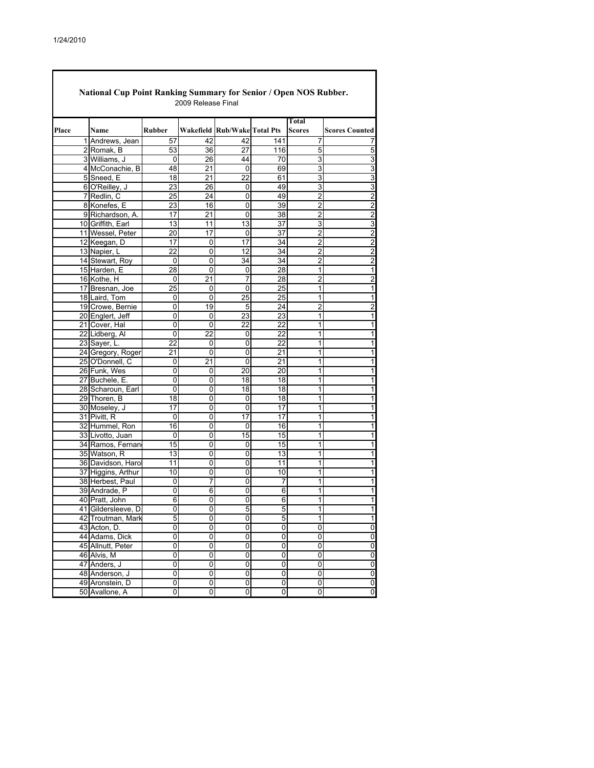1/24/2010

## National Cup Point Ranking Summary for Senior / Open NOS Rubber.

2009 Release Final

| Place | Name | Rubber | Wakefield | Rub/Wake | Total Pts | Total Scores | Scores Counted |
|---|---|---|---|---|---|---|---|
| 1 | Andrews, Jean | 57 | 42 | 42 | 141 | 7 | 7 |
| 2 | Romak, B | 53 | 36 | 27 | 116 | 5 | 5 |
| 3 | Williams, J | 0 | 26 | 44 | 70 | 3 | 3 |
| 4 | McConachie, B | 48 | 21 | 0 | 69 | 3 | 3 |
| 5 | Sneed, E | 18 | 21 | 22 | 61 | 3 | 3 |
| 6 | O'Reilley, J | 23 | 26 | 0 | 49 | 3 | 3 |
| 7 | Redlin, C | 25 | 24 | 0 | 49 | 2 | 2 |
| 8 | Konefes, E | 23 | 16 | 0 | 39 | 2 | 2 |
| 9 | Richardson, A. | 17 | 21 | 0 | 38 | 2 | 2 |
| 10 | Griffith, Earl | 13 | 11 | 13 | 37 | 3 | 3 |
| 11 | Wessel, Peter | 20 | 17 | 0 | 37 | 2 | 2 |
| 12 | Keegan, D | 17 | 0 | 17 | 34 | 2 | 2 |
| 13 | Napier, L | 22 | 0 | 12 | 34 | 2 | 2 |
| 14 | Stewart, Roy | 0 | 0 | 34 | 34 | 2 | 2 |
| 15 | Harden, E | 28 | 0 | 0 | 28 | 1 | 1 |
| 16 | Kothe, H | 0 | 21 | 7 | 28 | 2 | 2 |
| 17 | Bresnan, Joe | 25 | 0 | 0 | 25 | 1 | 1 |
| 18 | Laird, Tom | 0 | 0 | 25 | 25 | 1 | 1 |
| 19 | Crowe, Bernie | 0 | 19 | 5 | 24 | 2 | 2 |
| 20 | Englert, Jeff | 0 | 0 | 23 | 23 | 1 | 1 |
| 21 | Cover, Hal | 0 | 0 | 22 | 22 | 1 | 1 |
| 22 | Lidberg, Al | 0 | 22 | 0 | 22 | 1 | 1 |
| 23 | Sayer, L. | 22 | 0 | 0 | 22 | 1 | 1 |
| 24 | Gregory, Roger | 21 | 0 | 0 | 21 | 1 | 1 |
| 25 | O'Donnell, C | 0 | 21 | 0 | 21 | 1 | 1 |
| 26 | Funk, Wes | 0 | 0 | 20 | 20 | 1 | 1 |
| 27 | Buchele, E. | 0 | 0 | 18 | 18 | 1 | 1 |
| 28 | Scharoun, Earl | 0 | 0 | 18 | 18 | 1 | 1 |
| 29 | Thoren, B | 18 | 0 | 0 | 18 | 1 | 1 |
| 30 | Moseley, J | 17 | 0 | 0 | 17 | 1 | 1 |
| 31 | Pivitt, R | 0 | 0 | 17 | 17 | 1 | 1 |
| 32 | Hummel, Ron | 16 | 0 | 0 | 16 | 1 | 1 |
| 33 | Livotto, Juan | 0 | 0 | 15 | 15 | 1 | 1 |
| 34 | Ramos, Fernan | 15 | 0 | 0 | 15 | 1 | 1 |
| 35 | Watson, R | 13 | 0 | 0 | 13 | 1 | 1 |
| 36 | Davidson, Haro | 11 | 0 | 0 | 11 | 1 | 1 |
| 37 | Higgins, Arthur | 10 | 0 | 0 | 10 | 1 | 1 |
| 38 | Herbest, Paul | 0 | 7 | 0 | 7 | 1 | 1 |
| 39 | Andrade, P | 0 | 6 | 0 | 6 | 1 | 1 |
| 40 | Pratt, John | 6 | 0 | 0 | 6 | 1 | 1 |
| 41 | Gildersleeve, D. | 0 | 0 | 5 | 5 | 1 | 1 |
| 42 | Troutman, Mark | 5 | 0 | 0 | 5 | 1 | 1 |
| 43 | Acton, D. | 0 | 0 | 0 | 0 | 0 | 0 |
| 44 | Adams, Dick | 0 | 0 | 0 | 0 | 0 | 0 |
| 45 | Allnutt, Peter | 0 | 0 | 0 | 0 | 0 | 0 |
| 46 | Alvis, M | 0 | 0 | 0 | 0 | 0 | 0 |
| 47 | Anders, J | 0 | 0 | 0 | 0 | 0 | 0 |
| 48 | Anderson, J | 0 | 0 | 0 | 0 | 0 | 0 |
| 49 | Aronstein, D | 0 | 0 | 0 | 0 | 0 | 0 |
| 50 | Avallone, A | 0 | 0 | 0 | 0 | 0 | 0 |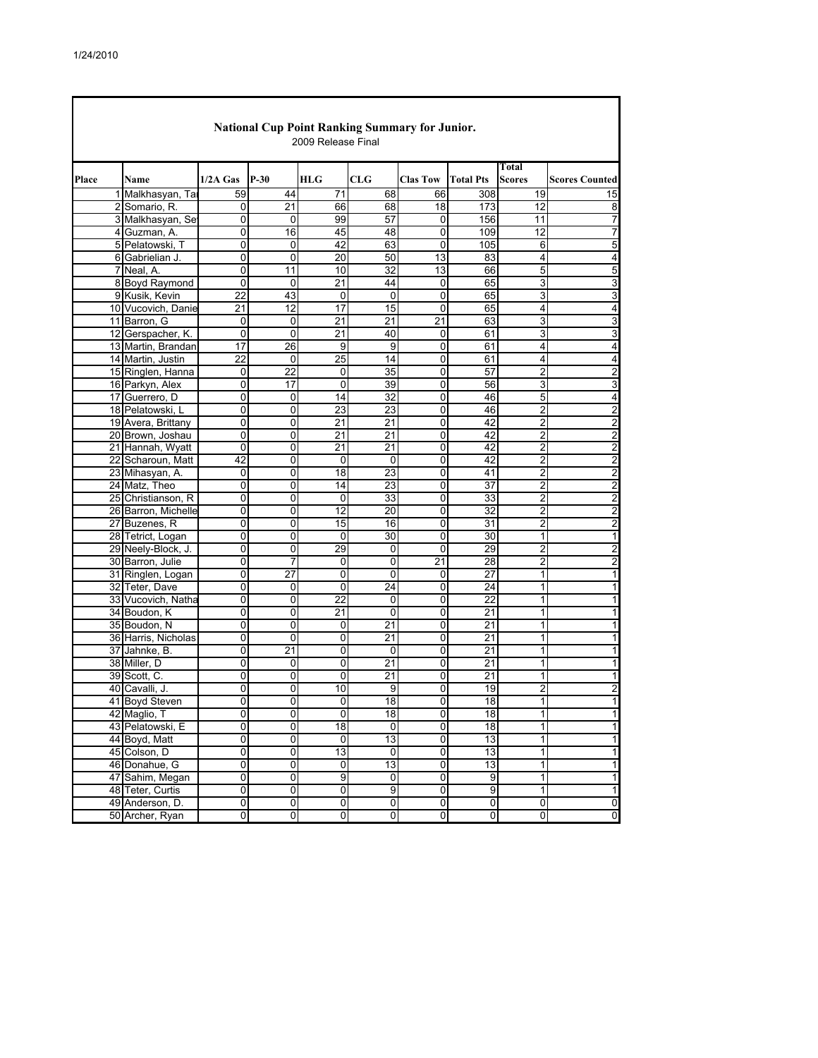**National Cup Point Ranking Summary for Junior.**

2009 Release Final

| Place | Name | 1/2A Gas | P-30 | HLG | CLG | Clas Tow | Total Pts | Total Scores | Scores Counted |
|---|---|---|---|---|---|---|---|---|---|
| 1 | Malkhasyan, Ta | 59 | 44 | 71 | 68 | 66 | 308 | 19 | 15 |
| 2 | Somario, R. | 0 | 21 | 66 | 68 | 18 | 173 | 12 | 8 |
| 3 | Malkhasyan, Se | 0 | 0 | 99 | 57 | 0 | 156 | 11 | 7 |
| 4 | Guzman, A. | 0 | 16 | 45 | 48 | 0 | 109 | 12 | 7 |
| 5 | Pelatowski, T | 0 | 0 | 42 | 63 | 0 | 105 | 6 | 5 |
| 6 | Gabrielian J. | 0 | 0 | 20 | 50 | 13 | 83 | 4 | 4 |
| 7 | Neal, A. | 0 | 11 | 10 | 32 | 13 | 66 | 5 | 5 |
| 8 | Boyd Raymond | 0 | 0 | 21 | 44 | 0 | 65 | 3 | 3 |
| 9 | Kusik, Kevin | 22 | 43 | 0 | 0 | 0 | 65 | 3 | 3 |
| 10 | Vucovich, Danie | 21 | 12 | 17 | 15 | 0 | 65 | 4 | 4 |
| 11 | Barron, G | 0 | 0 | 21 | 21 | 21 | 63 | 3 | 3 |
| 12 | Gerspacher, K. | 0 | 0 | 21 | 40 | 0 | 61 | 3 | 3 |
| 13 | Martin, Brandan | 17 | 26 | 9 | 9 | 0 | 61 | 4 | 4 |
| 14 | Martin, Justin | 22 | 0 | 25 | 14 | 0 | 61 | 4 | 4 |
| 15 | Ringlen, Hanna | 0 | 22 | 0 | 35 | 0 | 57 | 2 | 2 |
| 16 | Parkyn, Alex | 0 | 17 | 0 | 39 | 0 | 56 | 3 | 3 |
| 17 | Guerrero, D | 0 | 0 | 14 | 32 | 0 | 46 | 5 | 4 |
| 18 | Pelatowski, L | 0 | 0 | 23 | 23 | 0 | 46 | 2 | 2 |
| 19 | Avera, Brittany | 0 | 0 | 21 | 21 | 0 | 42 | 2 | 2 |
| 20 | Brown, Joshau | 0 | 0 | 21 | 21 | 0 | 42 | 2 | 2 |
| 21 | Hannah, Wyatt | 0 | 0 | 21 | 21 | 0 | 42 | 2 | 2 |
| 22 | Scharoun, Matt | 42 | 0 | 0 | 0 | 0 | 42 | 2 | 2 |
| 23 | Mihasyan, A. | 0 | 0 | 18 | 23 | 0 | 41 | 2 | 2 |
| 24 | Matz, Theo | 0 | 0 | 14 | 23 | 0 | 37 | 2 | 2 |
| 25 | Christianson, R | 0 | 0 | 0 | 33 | 0 | 33 | 2 | 2 |
| 26 | Barron, Michelle | 0 | 0 | 12 | 20 | 0 | 32 | 2 | 2 |
| 27 | Buzenes, R | 0 | 0 | 15 | 16 | 0 | 31 | 2 | 2 |
| 28 | Tetrict, Logan | 0 | 0 | 0 | 30 | 0 | 30 | 1 | 1 |
| 29 | Neely-Block, J. | 0 | 0 | 29 | 0 | 0 | 29 | 2 | 2 |
| 30 | Barron, Julie | 0 | 7 | 0 | 0 | 21 | 28 | 2 | 2 |
| 31 | Ringlen, Logan | 0 | 27 | 0 | 0 | 0 | 27 | 1 | 1 |
| 32 | Teter, Dave | 0 | 0 | 0 | 24 | 0 | 24 | 1 | 1 |
| 33 | Vucovich, Natha | 0 | 0 | 22 | 0 | 0 | 22 | 1 | 1 |
| 34 | Boudon, K | 0 | 0 | 21 | 0 | 0 | 21 | 1 | 1 |
| 35 | Boudon, N | 0 | 0 | 0 | 21 | 0 | 21 | 1 | 1 |
| 36 | Harris, Nicholas | 0 | 0 | 0 | 21 | 0 | 21 | 1 | 1 |
| 37 | Jahnke, B. | 0 | 21 | 0 | 0 | 0 | 21 | 1 | 1 |
| 38 | Miller, D | 0 | 0 | 0 | 21 | 0 | 21 | 1 | 1 |
| 39 | Scott, C. | 0 | 0 | 0 | 21 | 0 | 21 | 1 | 1 |
| 40 | Cavalli, J. | 0 | 0 | 10 | 9 | 0 | 19 | 2 | 2 |
| 41 | Boyd Steven | 0 | 0 | 0 | 18 | 0 | 18 | 1 | 1 |
| 42 | Maglio, T | 0 | 0 | 0 | 18 | 0 | 18 | 1 | 1 |
| 43 | Pelatowski, E | 0 | 0 | 18 | 0 | 0 | 18 | 1 | 1 |
| 44 | Boyd, Matt | 0 | 0 | 0 | 13 | 0 | 13 | 1 | 1 |
| 45 | Colson, D | 0 | 0 | 13 | 0 | 0 | 13 | 1 | 1 |
| 46 | Donahue, G | 0 | 0 | 0 | 13 | 0 | 13 | 1 | 1 |
| 47 | Sahim, Megan | 0 | 0 | 9 | 0 | 0 | 9 | 1 | 1 |
| 48 | Teter, Curtis | 0 | 0 | 0 | 9 | 0 | 9 | 1 | 1 |
| 49 | Anderson, D. | 0 | 0 | 0 | 0 | 0 | 0 | 0 | 0 |
| 50 | Archer, Ryan | 0 | 0 | 0 | 0 | 0 | 0 | 0 | 0 |